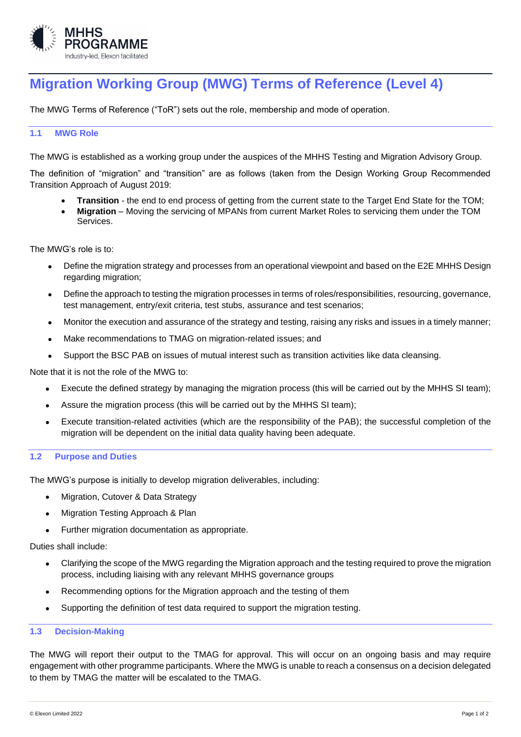# Migration Working Group (MWG) Terms of Reference (Level 4)

The MWG Terms of Reference ("ToR") sets out the role, membership and mode of operation.

## 1.1 MWG Role

The MWG is established as a working group under the auspices of the MHHS Testing and Migration Advisory Group.

The definition of "migration" and "transition" are as follows (taken from the Design Working Group Recommended Transition Approach of August 2019:

- **Transition** - the end to end process of getting from the current state to the Target End State for the TOM;
- **Migration** – Moving the servicing of MPANs from current Market Roles to servicing them under the TOM Services.

The MWG's role is to:

- Define the migration strategy and processes from an operational viewpoint and based on the E2E MHHS Design regarding migration;
- Define the approach to testing the migration processes in terms of roles/responsibilities, resourcing, governance, test management, entry/exit criteria, test stubs, assurance and test scenarios;
- Monitor the execution and assurance of the strategy and testing, raising any risks and issues in a timely manner;
- Make recommendations to TMAG on migration-related issues; and
- Support the BSC PAB on issues of mutual interest such as transition activities like data cleansing.

Note that it is not the role of the MWG to:

- Execute the defined strategy by managing the migration process (this will be carried out by the MHHS SI team);
- Assure the migration process (this will be carried out by the MHHS SI team);
- Execute transition-related activities (which are the responsibility of the PAB); the successful completion of the migration will be dependent on the initial data quality having been adequate.

## 1.2 Purpose and Duties

The MWG's purpose is initially to develop migration deliverables, including:

- Migration, Cutover & Data Strategy
- Migration Testing Approach & Plan
- Further migration documentation as appropriate.

Duties shall include:

- Clarifying the scope of the MWG regarding the Migration approach and the testing required to prove the migration process, including liaising with any relevant MHHS governance groups
- Recommending options for the Migration approach and the testing of them
- Supporting the definition of test data required to support the migration testing.

## 1.3 Decision-Making

The MWG will report their output to the TMAG for approval. This will occur on an ongoing basis and may require engagement with other programme participants. Where the MWG is unable to reach a consensus on a decision delegated to them by TMAG the matter will be escalated to the TMAG.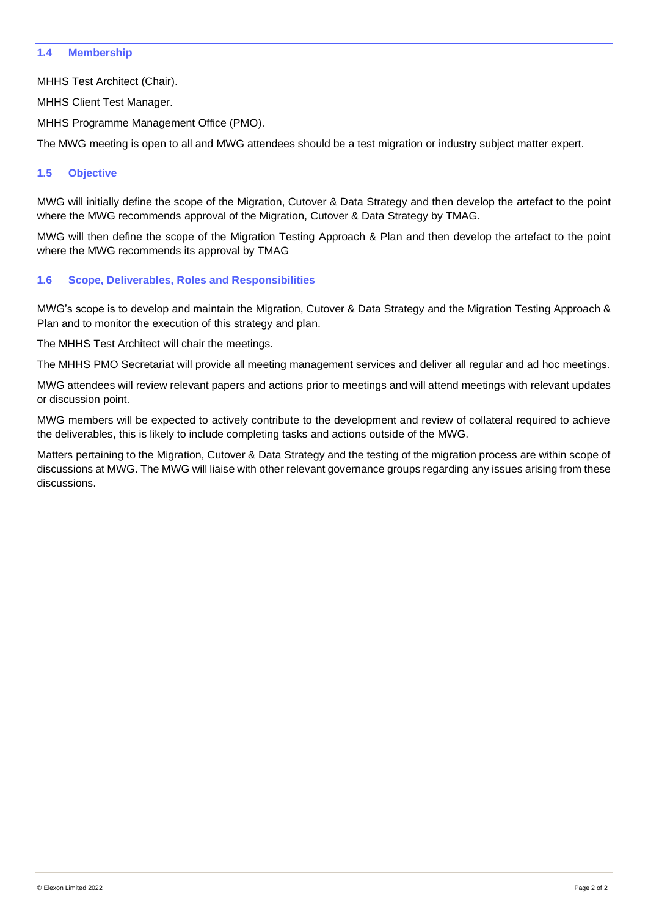### 1.4 Membership

MHHS Test Architect (Chair).

MHHS Client Test Manager.

MHHS Programme Management Office (PMO).

The MWG meeting is open to all and MWG attendees should be a test migration or industry subject matter expert.

### 1.5 Objective

MWG will initially define the scope of the Migration, Cutover & Data Strategy and then develop the artefact to the point where the MWG recommends approval of the Migration, Cutover & Data Strategy by TMAG.

MWG will then define the scope of the Migration Testing Approach & Plan and then develop the artefact to the point where the MWG recommends its approval by TMAG

### 1.6 Scope, Deliverables, Roles and Responsibilities

MWG's scope is to develop and maintain the Migration, Cutover & Data Strategy and the Migration Testing Approach & Plan and to monitor the execution of this strategy and plan.

The MHHS Test Architect will chair the meetings.

The MHHS PMO Secretariat will provide all meeting management services and deliver all regular and ad hoc meetings.

MWG attendees will review relevant papers and actions prior to meetings and will attend meetings with relevant updates or discussion point.

MWG members will be expected to actively contribute to the development and review of collateral required to achieve the deliverables, this is likely to include completing tasks and actions outside of the MWG.

Matters pertaining to the Migration, Cutover & Data Strategy and the testing of the migration process are within scope of discussions at MWG. The MWG will liaise with other relevant governance groups regarding any issues arising from these discussions.